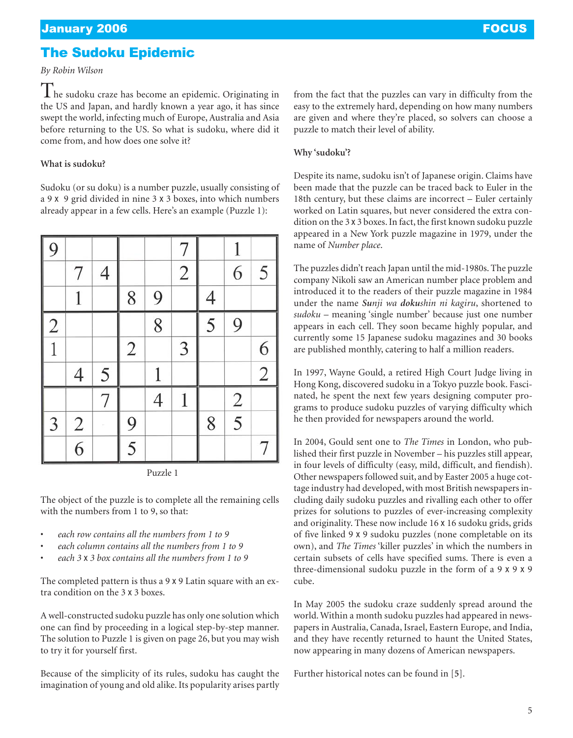# The Sudoku Epidemic

*By Robin Wilson*

The sudoku craze has become an epidemic. Originating in the US and Japan, and hardly known a year ago, it has since swept the world, infecting much of Europe, Australia and Asia before returning to the US. So what is sudoku, where did it come from, and how does one solve it?

**What is sudoku?**

Sudoku (or su doku) is a number puzzle, usually consisting of a 9 x 9 grid divided in nine 3 x 3 boxes, into which numbers already appear in a few cells. Here's an example (Puzzle 1):

| | | | | | | | | |
|---|---|---|---|---|---|---|---|---|
| 9 | | | | | 7 | | 1 | |
| | 7 | 4 | | | 2 | | 6 | 5 |
| | 1 | | 8 | 9 | | 4 | | |
| 2 | | | | 8 | | 5 | 9 | |
| 1 | | | 2 | | 3 | | | 6 |
| | 4 | 5 | | 1 | | | | 2 |
| | | 7 | | 4 | 1 | | 2 | |
| 3 | 2 | | 9 | | | 8 | 5 | |
| | 6 | | 5 | | | | | 7 |

Puzzle 1

The object of the puzzle is to complete all the remaining cells with the numbers from 1 to 9, so that:

- *each row contains all the numbers from 1 to 9*
- *each column contains all the numbers from 1 to 9*
- *each 3 x 3 box contains all the numbers from 1 to 9*

The completed pattern is thus a 9 x 9 Latin square with an extra condition on the 3 x 3 boxes.

A well-constructed sudoku puzzle has only one solution which one can find by proceeding in a logical step-by-step manner. The solution to Puzzle 1 is given on page 26, but you may wish to try it for yourself first.

Because of the simplicity of its rules, sudoku has caught the imagination of young and old alike. Its popularity arises partly from the fact that the puzzles can vary in difficulty from the easy to the extremely hard, depending on how many numbers are given and where they're placed, so solvers can choose a puzzle to match their level of ability.

**Why 'sudoku'?**

Despite its name, sudoku isn't of Japanese origin. Claims have been made that the puzzle can be traced back to Euler in the 18th century, but these claims are incorrect – Euler certainly worked on Latin squares, but never considered the extra condition on the 3 x 3 boxes. In fact, the first known sudoku puzzle appeared in a New York puzzle magazine in 1979, under the name of *Number place*.

The puzzles didn't reach Japan until the mid-1980s. The puzzle company Nikoli saw an American number place problem and introduced it to the readers of their puzzle magazine in 1984 under the name ***Su**nji wa **doku**shin ni kagiru*, shortened to *sudoku* – meaning 'single number' because just one number appears in each cell. They soon became highly popular, and currently some 15 Japanese sudoku magazines and 30 books are published monthly, catering to half a million readers.

In 1997, Wayne Gould, a retired High Court Judge living in Hong Kong, discovered sudoku in a Tokyo puzzle book. Fascinated, he spent the next few years designing computer programs to produce sudoku puzzles of varying difficulty which he then provided for newspapers around the world.

In 2004, Gould sent one to *The Times* in London, who published their first puzzle in November – his puzzles still appear, in four levels of difficulty (easy, mild, difficult, and fiendish). Other newspapers followed suit, and by Easter 2005 a huge cottage industry had developed, with most British newspapers including daily sudoku puzzles and rivalling each other to offer prizes for solutions to puzzles of ever-increasing complexity and originality. These now include 16 x 16 sudoku grids, grids of five linked 9 x 9 sudoku puzzles (none completable on its own), and *The Times* 'killer puzzles' in which the numbers in certain subsets of cells have specified sums. There is even a three-dimensional sudoku puzzle in the form of a 9 x 9 x 9 cube.

In May 2005 the sudoku craze suddenly spread around the world. Within a month sudoku puzzles had appeared in newspapers in Australia, Canada, Israel, Eastern Europe, and India, and they have recently returned to haunt the United States, now appearing in many dozens of American newspapers.

Further historical notes can be found in [5].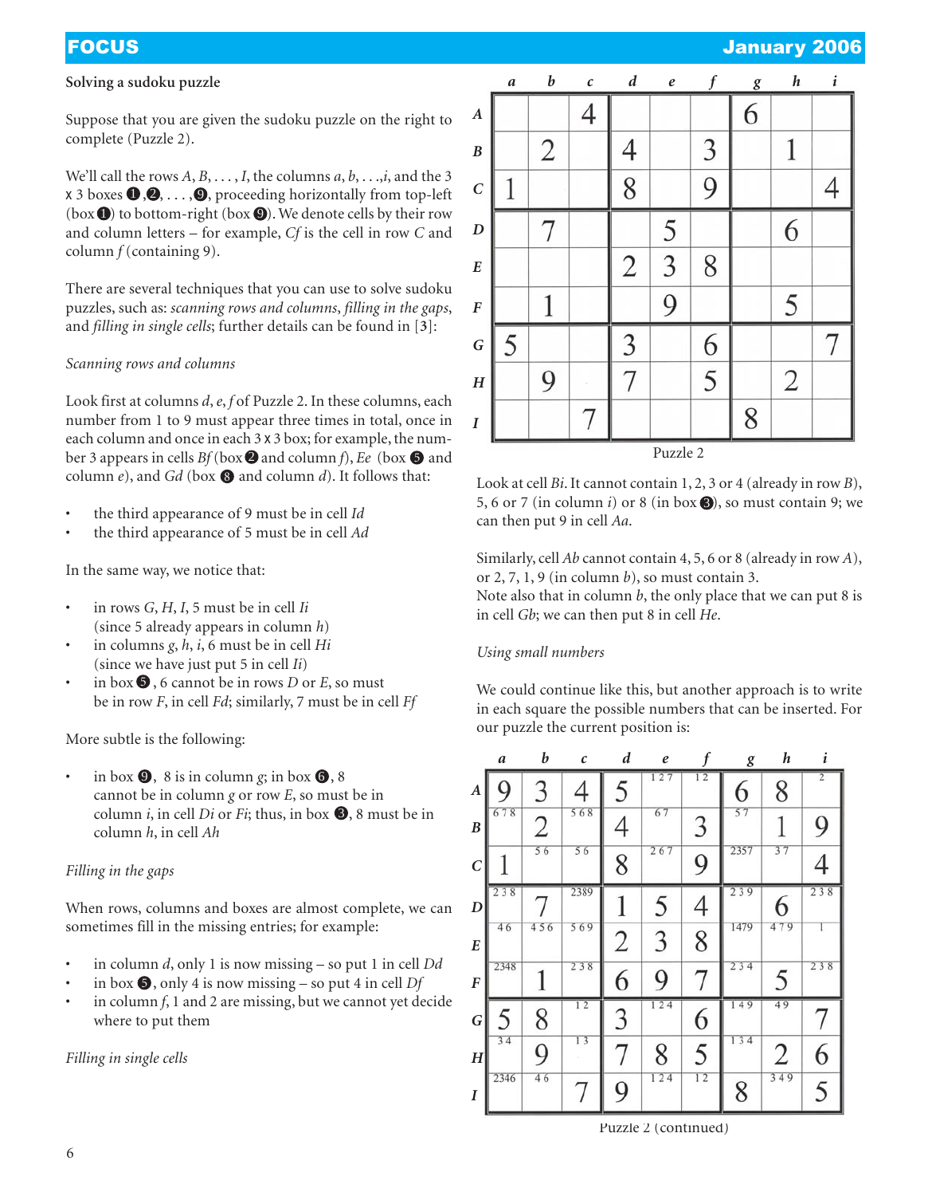### Solving a sudoku puzzle

Suppose that you are given the sudoku puzzle on the right to complete (Puzzle 2).

We'll call the rows *A*, *B*, . . . , *I*, the columns *a*, *b*, . . .,*i*, and the 3 x 3 boxes ❶,❷, . . . ,❾, proceeding horizontally from top-left (box ❶) to bottom-right (box ❾). We denote cells by their row and column letters – for example, *Cf* is the cell in row *C* and column *f* (containing 9).

There are several techniques that you can use to solve sudoku puzzles, such as: *scanning rows and columns*, *filling in the gaps*, and *filling in single cells*; further details can be found in [3]:

*Scanning rows and columns*

Look first at columns *d*, *e*, *f* of Puzzle 2. In these columns, each number from 1 to 9 must appear three times in total, once in each column and once in each 3 x 3 box; for example, the number 3 appears in cells *Bf* (box ❷ and column *f*), *Ee* (box ❺ and column *e*), and *Gd* (box ❽ and column *d*). It follows that:

- the third appearance of 9 must be in cell *Id*
- the third appearance of 5 must be in cell *Ad*

In the same way, we notice that:

- in rows *G*, *H*, *I*, 5 must be in cell *Ii* (since 5 already appears in column *h*)
- in columns *g*, *h*, *i*, 6 must be in cell *Hi* (since we have just put 5 in cell *Ii*)
- in box ❺, 6 cannot be in rows *D* or *E*, so must be in row *F*, in cell *Fd*; similarly, 7 must be in cell *Ff*

More subtle is the following:

- in box ❾, 8 is in column *g*; in box ❻, 8 cannot be in column *g* or row *E*, so must be in column *i*, in cell *Di* or *Fi*; thus, in box ❸, 8 must be in column *h*, in cell *Ah*

*Filling in the gaps*

When rows, columns and boxes are almost complete, we can sometimes fill in the missing entries; for example:

- in column *d*, only 1 is now missing – so put 1 in cell *Dd*
- in box ❺, only 4 is now missing – so put 4 in cell *Df*
- in column *f*, 1 and 2 are missing, but we cannot yet decide where to put them

*Filling in single cells*

| | a | b | c | d | e | f | g | h | i |
|---|---|---|---|---|---|---|---|---|---|
| **A** | | | 4 | | | | 6 | | |
| **B** | | 2 | | 4 | | 3 | | 1 | |
| **C** | 1 | | | 8 | | 9 | | | 4 |
| **D** | | 7 | | | 5 | | | 6 | |
| **E** | | | | 2 | 3 | 8 | | | |
| **F** | | 1 | | | 9 | | | 5 | |
| **G** | 5 | | | 3 | | 6 | | | 7 |
| **H** | | 9 | | 7 | | 5 | | 2 | |
| **I** | | | 7 | | | | 8 | | |

Puzzle 2

Look at cell *Bi*. It cannot contain 1, 2, 3 or 4 (already in row *B*), 5, 6 or 7 (in column *i*) or 8 (in box ❸), so must contain 9; we can then put 9 in cell *Aa*.

Similarly, cell *Ab* cannot contain 4, 5, 6 or 8 (already in row *A*), or 2, 7, 1, 9 (in column *b*), so must contain 3.
Note also that in column *b*, the only place that we can put 8 is in cell *Gb*; we can then put 8 in cell *He*.

*Using small numbers*

We could continue like this, but another approach is to write in each square the possible numbers that can be inserted. For our puzzle the current position is:

| | a | b | c | d | e | f | g | h | i |
|---|---|---|---|---|---|---|---|---|---|
| **A** | 9 | 3 | 4 | 5 | 127 | 12 | 6 | 8 | 2 |
| **B** | 678 | 2 | 568 | 4 | 67 | 3 | 57 | 1 | 9 |
| **C** | 1 | 56 | 56 | 8 | 267 | 9 | 2357 | 37 | 4 |
| **D** | 238 | 7 | 2389 | 1 | 5 | 4 | 239 | 6 | 238 |
| **E** | 46 | 456 | 569 | 2 | 3 | 8 | 1479 | 479 | 1 |
| **F** | 2348 | 1 | 238 | 6 | 9 | 7 | 234 | 5 | 238 |
| **G** | 5 | 8 | 12 | 3 | 124 | 6 | 149 | 49 | 7 |
| **H** | 34 | 9 | 13 | 7 | 8 | 5 | 134 | 2 | 6 |
| **I** | 2346 | 46 | 7 | 9 | 124 | 12 | 8 | 349 | 5 |

Puzzle 2 (continued)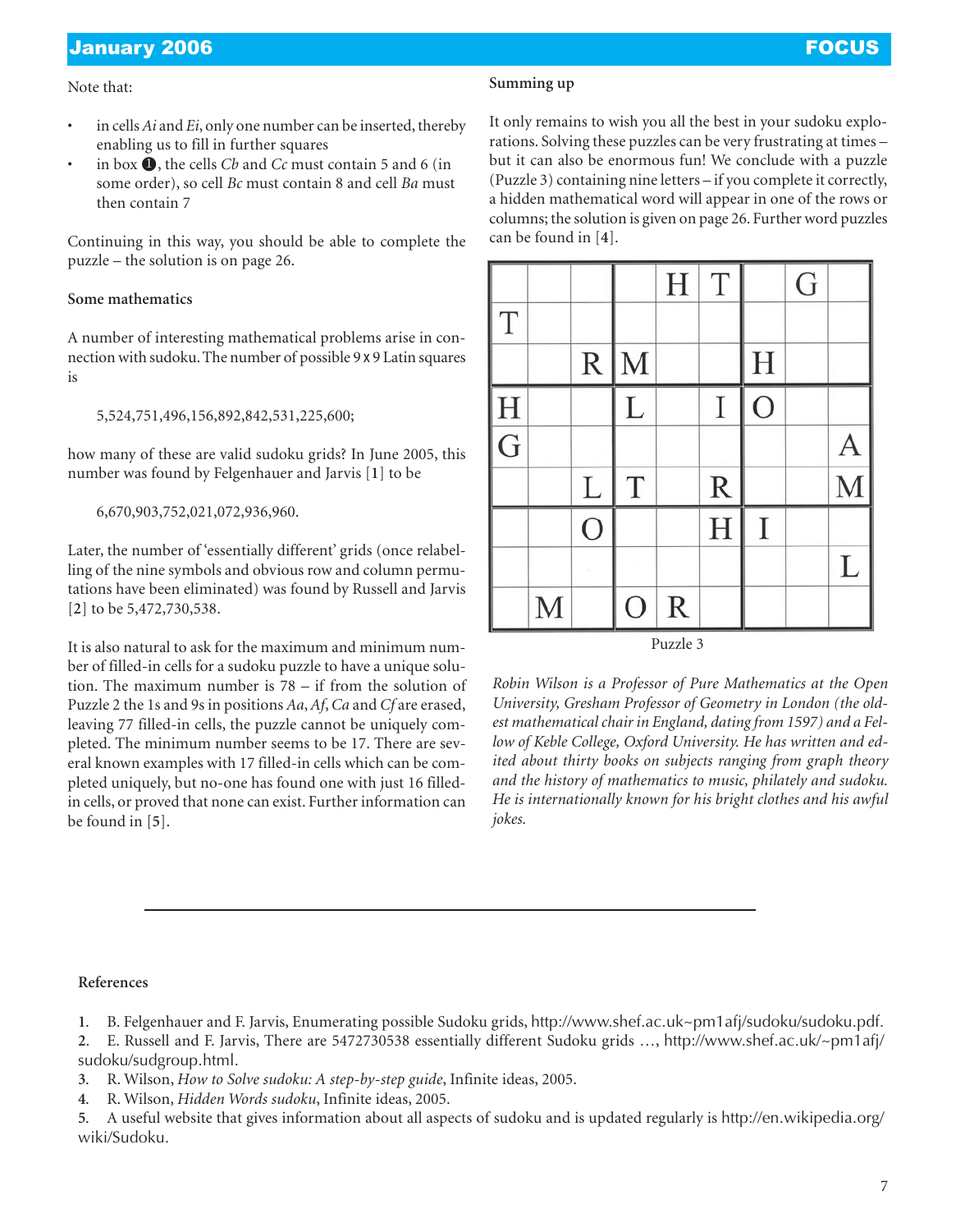Note that:

- in cells *Ai* and *Ei*, only one number can be inserted, thereby enabling us to fill in further squares
- in box ❶, the cells *Cb* and *Cc* must contain 5 and 6 (in some order), so cell *Bc* must contain 8 and cell *Ba* must then contain 7

Continuing in this way, you should be able to complete the puzzle – the solution is on page 26.

### Some mathematics

A number of interesting mathematical problems arise in connection with sudoku. The number of possible $9 \times 9$ Latin squares is

5,524,751,496,156,892,842,531,225,600;

how many of these are valid sudoku grids? In June 2005, this number was found by Felgenhauer and Jarvis [**1**] to be

6,670,903,752,021,072,936,960.

Later, the number of 'essentially different' grids (once relabelling of the nine symbols and obvious row and column permutations have been eliminated) was found by Russell and Jarvis [**2**] to be 5,472,730,538.

It is also natural to ask for the maximum and minimum number of filled-in cells for a sudoku puzzle to have a unique solution. The maximum number is 78 – if from the solution of Puzzle 2 the 1s and 9s in positions *Aa*, *Af*, *Ca* and *Cf* are erased, leaving 77 filled-in cells, the puzzle cannot be uniquely completed. The minimum number seems to be 17. There are several known examples with 17 filled-in cells which can be completed uniquely, but no-one has found one with just 16 filled-in cells, or proved that none can exist. Further information can be found in [**5**].

### Summing up

It only remains to wish you all the best in your sudoku explorations. Solving these puzzles can be very frustrating at times – but it can also be enormous fun! We conclude with a puzzle (Puzzle 3) containing nine letters – if you complete it correctly, a hidden mathematical word will appear in one of the rows or columns; the solution is given on page 26. Further word puzzles can be found in [**4**].

| | | | | | | | | |
|---|---|---|---|---|---|---|---|---|
| | | | | H | T | | G | |
| T | | | | | | | | |
| | | R | M | | | H | | |
| H | | | L | | I | O | | |
| G | | | | | | | | A |
| | | L | T | | R | | | M |
| | | O | | | H | I | | |
| | | | | | | | | L |
| | M | | O | R | | | | |

Puzzle 3

*Robin Wilson is a Professor of Pure Mathematics at the Open University, Gresham Professor of Geometry in London (the oldest mathematical chair in England, dating from 1597) and a Fellow of Keble College, Oxford University. He has written and edited about thirty books on subjects ranging from graph theory and the history of mathematics to music, philately and sudoku. He is internationally known for his bright clothes and his awful jokes.*

---

### References

1. B. Felgenhauer and F. Jarvis, Enumerating possible Sudoku grids, http://www.shef.ac.uk~pm1afj/sudoku/sudoku.pdf.
2. E. Russell and F. Jarvis, There are 5472730538 essentially different Sudoku grids …, http://www.shef.ac.uk/~pm1afj/sudoku/sudgroup.html.
3. R. Wilson, *How to Solve sudoku: A step-by-step guide*, Infinite ideas, 2005.
4. R. Wilson, *Hidden Words sudoku*, Infinite ideas, 2005.
5. A useful website that gives information about all aspects of sudoku and is updated regularly is http://en.wikipedia.org/wiki/Sudoku.